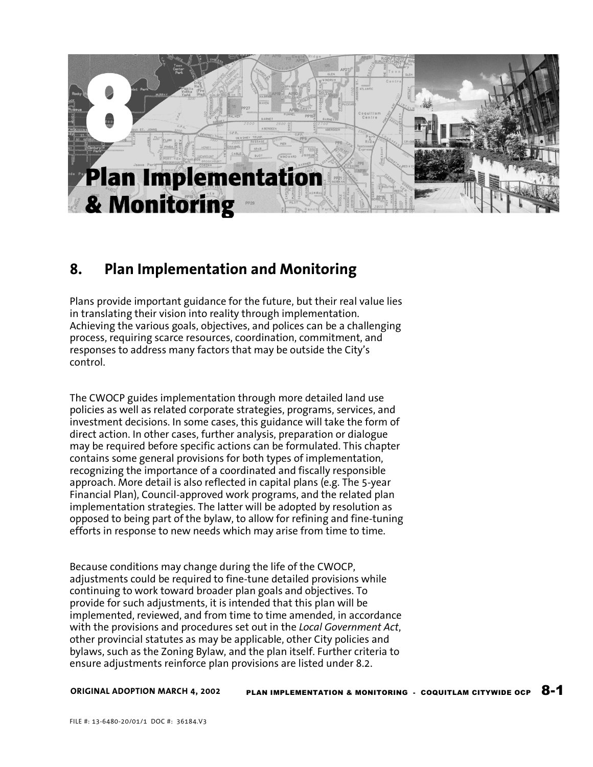# 8 Plan Implementation & Monitoring

## 8. Plan Implementation and Monitoring

Plans provide important guidance for the future, but their real value lies in translating their vision into reality through implementation. Achieving the various goals, objectives, and polices can be a challenging process, requiring scarce resources, coordination, commitment, and responses to address many factors that may be outside the City's control.

The CWOCP guides implementation through more detailed land use policies as well as related corporate strategies, programs, services, and investment decisions. In some cases, this guidance will take the form of direct action. In other cases, further analysis, preparation or dialogue may be required before specific actions can be formulated. This chapter contains some general provisions for both types of implementation, recognizing the importance of a coordinated and fiscally responsible approach. More detail is also reflected in capital plans (e.g. The 5-year Financial Plan), Council-approved work programs, and the related plan implementation strategies. The latter will be adopted by resolution as opposed to being part of the bylaw, to allow for refining and fine-tuning efforts in response to new needs which may arise from time to time.

Because conditions may change during the life of the CWOCP, adjustments could be required to fine-tune detailed provisions while continuing to work toward broader plan goals and objectives. To provide for such adjustments, it is intended that this plan will be implemented, reviewed, and from time to time amended, in accordance with the provisions and procedures set out in the *Local Government Act*, other provincial statutes as may be applicable, other City policies and bylaws, such as the Zoning Bylaw, and the plan itself. Further criteria to ensure adjustments reinforce plan provisions are listed under 8.2.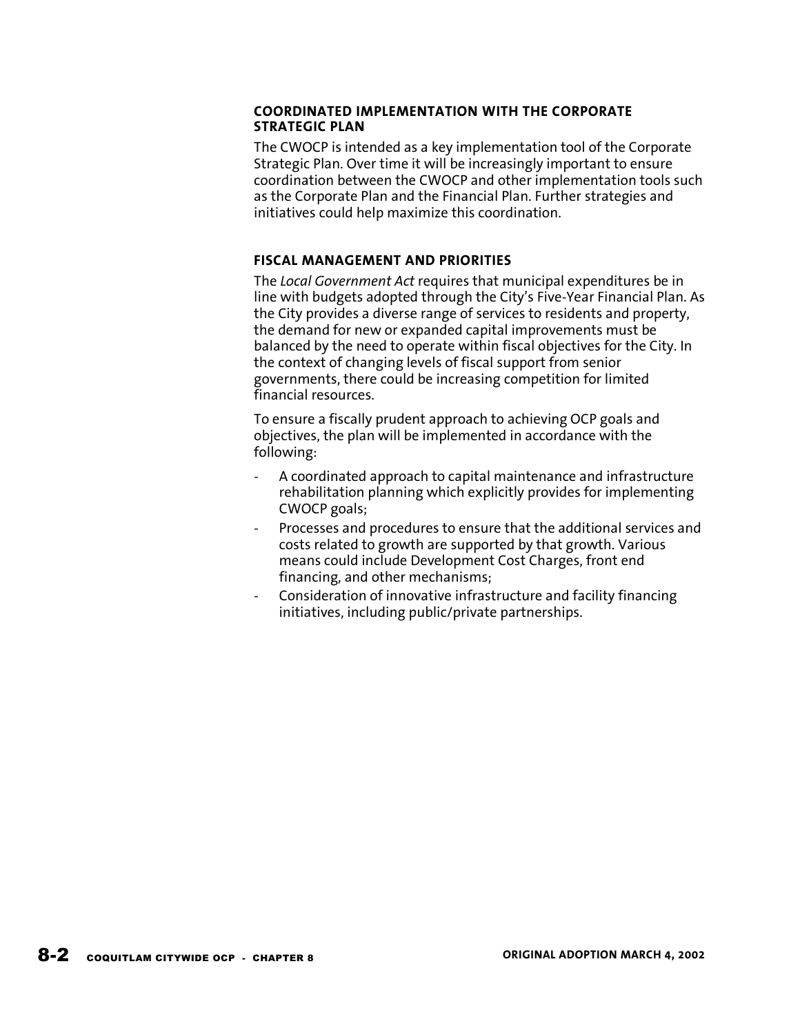### COORDINATED IMPLEMENTATION WITH THE CORPORATE STRATEGIC PLAN

The CWOCP is intended as a key implementation tool of the Corporate Strategic Plan. Over time it will be increasingly important to ensure coordination between the CWOCP and other implementation tools such as the Corporate Plan and the Financial Plan. Further strategies and initiatives could help maximize this coordination.

### FISCAL MANAGEMENT AND PRIORITIES

The *Local Government Act* requires that municipal expenditures be in line with budgets adopted through the City's Five-Year Financial Plan. As the City provides a diverse range of services to residents and property, the demand for new or expanded capital improvements must be balanced by the need to operate within fiscal objectives for the City. In the context of changing levels of fiscal support from senior governments, there could be increasing competition for limited financial resources.

To ensure a fiscally prudent approach to achieving OCP goals and objectives, the plan will be implemented in accordance with the following:

- A coordinated approach to capital maintenance and infrastructure rehabilitation planning which explicitly provides for implementing CWOCP goals;
- Processes and procedures to ensure that the additional services and costs related to growth are supported by that growth. Various means could include Development Cost Charges, front end financing, and other mechanisms;
- Consideration of innovative infrastructure and facility financing initiatives, including public/private partnerships.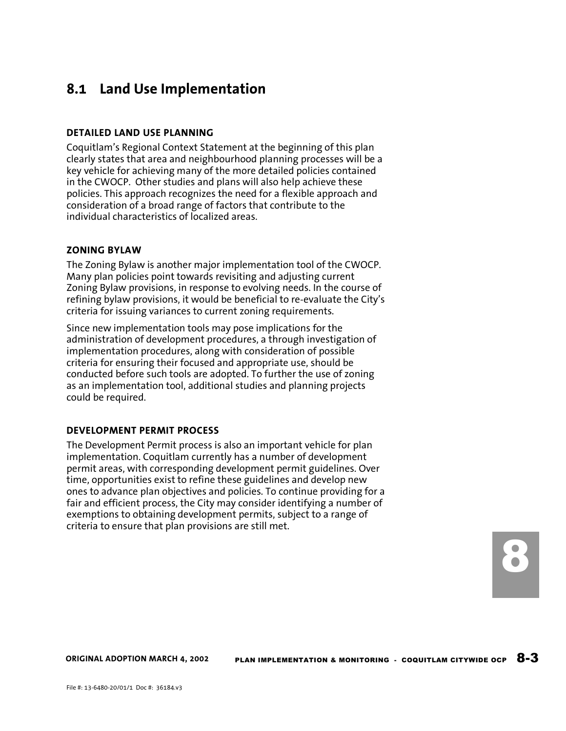## 8.1 Land Use Implementation

### DETAILED LAND USE PLANNING

Coquitlam's Regional Context Statement at the beginning of this plan clearly states that area and neighbourhood planning processes will be a key vehicle for achieving many of the more detailed policies contained in the CWOCP. Other studies and plans will also help achieve these policies. This approach recognizes the need for a flexible approach and consideration of a broad range of factors that contribute to the individual characteristics of localized areas.

### ZONING BYLAW

The Zoning Bylaw is another major implementation tool of the CWOCP. Many plan policies point towards revisiting and adjusting current Zoning Bylaw provisions, in response to evolving needs. In the course of refining bylaw provisions, it would be beneficial to re-evaluate the City's criteria for issuing variances to current zoning requirements.

Since new implementation tools may pose implications for the administration of development procedures, a through investigation of implementation procedures, along with consideration of possible criteria for ensuring their focused and appropriate use, should be conducted before such tools are adopted. To further the use of zoning as an implementation tool, additional studies and planning projects could be required.

### DEVELOPMENT PERMIT PROCESS

The Development Permit process is also an important vehicle for plan implementation. Coquitlam currently has a number of development permit areas, with corresponding development permit guidelines. Over time, opportunities exist to refine these guidelines and develop new ones to advance plan objectives and policies. To continue providing for a fair and efficient process, the City may consider identifying a number of exemptions to obtaining development permits, subject to a range of criteria to ensure that plan provisions are still met.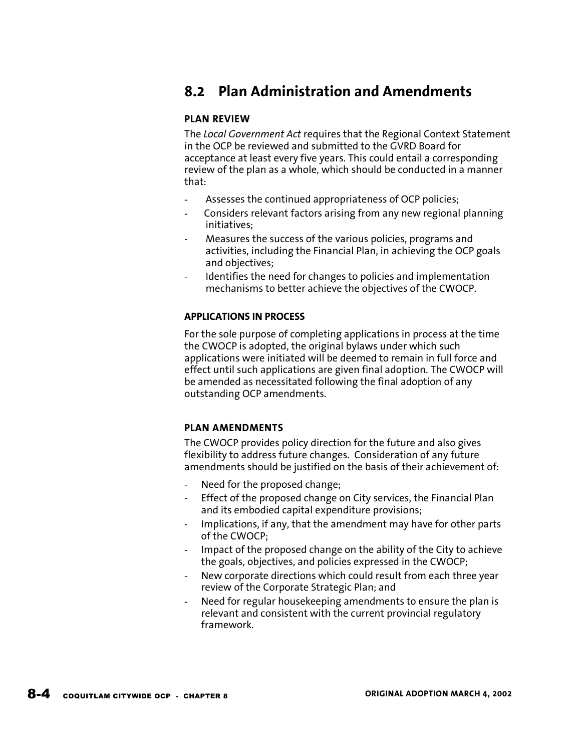## 8.2 Plan Administration and Amendments

### PLAN REVIEW

The *Local Government Act* requires that the Regional Context Statement in the OCP be reviewed and submitted to the GVRD Board for acceptance at least every five years. This could entail a corresponding review of the plan as a whole, which should be conducted in a manner that:

- Assesses the continued appropriateness of OCP policies;
- Considers relevant factors arising from any new regional planning initiatives;
- Measures the success of the various policies, programs and activities, including the Financial Plan, in achieving the OCP goals and objectives;
- Identifies the need for changes to policies and implementation mechanisms to better achieve the objectives of the CWOCP.

### APPLICATIONS IN PROCESS

For the sole purpose of completing applications in process at the time the CWOCP is adopted, the original bylaws under which such applications were initiated will be deemed to remain in full force and effect until such applications are given final adoption. The CWOCP will be amended as necessitated following the final adoption of any outstanding OCP amendments.

### PLAN AMENDMENTS

The CWOCP provides policy direction for the future and also gives flexibility to address future changes. Consideration of any future amendments should be justified on the basis of their achievement of:

- Need for the proposed change;
- Effect of the proposed change on City services, the Financial Plan and its embodied capital expenditure provisions;
- Implications, if any, that the amendment may have for other parts of the CWOCP;
- Impact of the proposed change on the ability of the City to achieve the goals, objectives, and policies expressed in the CWOCP;
- New corporate directions which could result from each three year review of the Corporate Strategic Plan; and
- Need for regular housekeeping amendments to ensure the plan is relevant and consistent with the current provincial regulatory framework.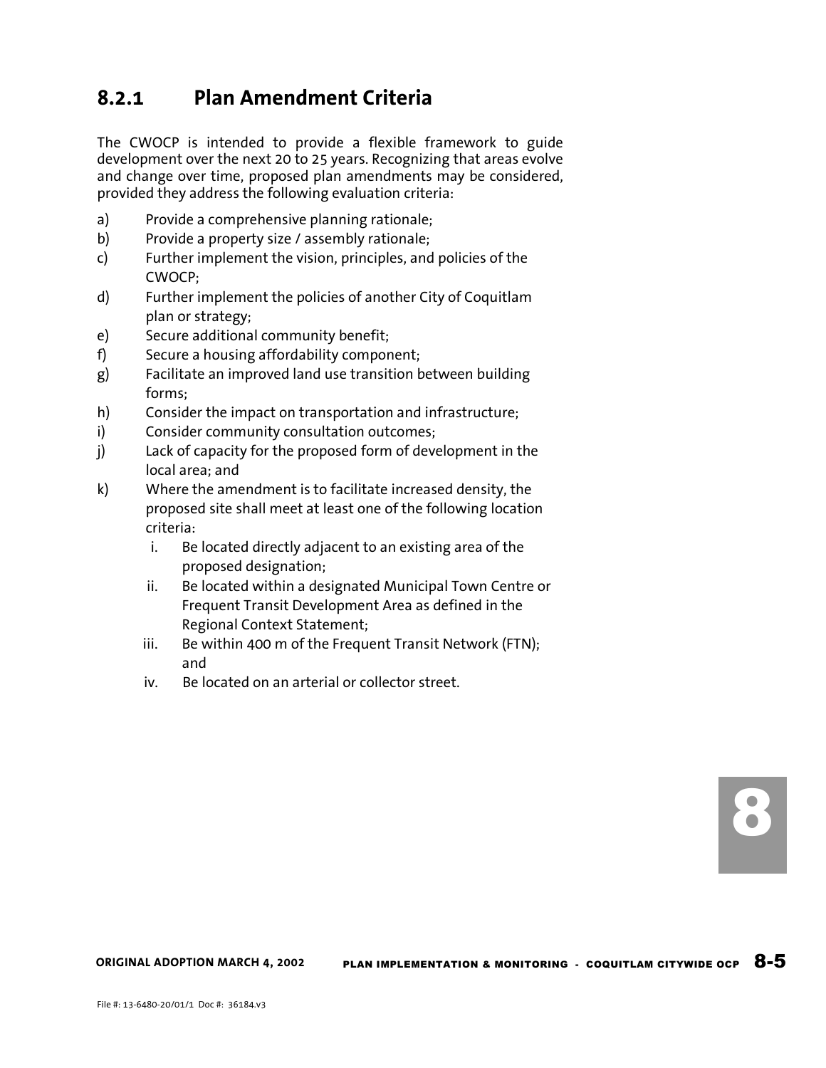### 8.2.1 Plan Amendment Criteria

The CWOCP is intended to provide a flexible framework to guide development over the next 20 to 25 years. Recognizing that areas evolve and change over time, proposed plan amendments may be considered, provided they address the following evaluation criteria:

a) Provide a comprehensive planning rationale;
b) Provide a property size / assembly rationale;
c) Further implement the vision, principles, and policies of the CWOCP;
d) Further implement the policies of another City of Coquitlam plan or strategy;
e) Secure additional community benefit;
f) Secure a housing affordability component;
g) Facilitate an improved land use transition between building forms;
h) Consider the impact on transportation and infrastructure;
i) Consider community consultation outcomes;
j) Lack of capacity for the proposed form of development in the local area; and
k) Where the amendment is to facilitate increased density, the proposed site shall meet at least one of the following location criteria:
   i. Be located directly adjacent to an existing area of the proposed designation;
   ii. Be located within a designated Municipal Town Centre or Frequent Transit Development Area as defined in the Regional Context Statement;
   iii. Be within 400 m of the Frequent Transit Network (FTN); and
   iv. Be located on an arterial or collector street.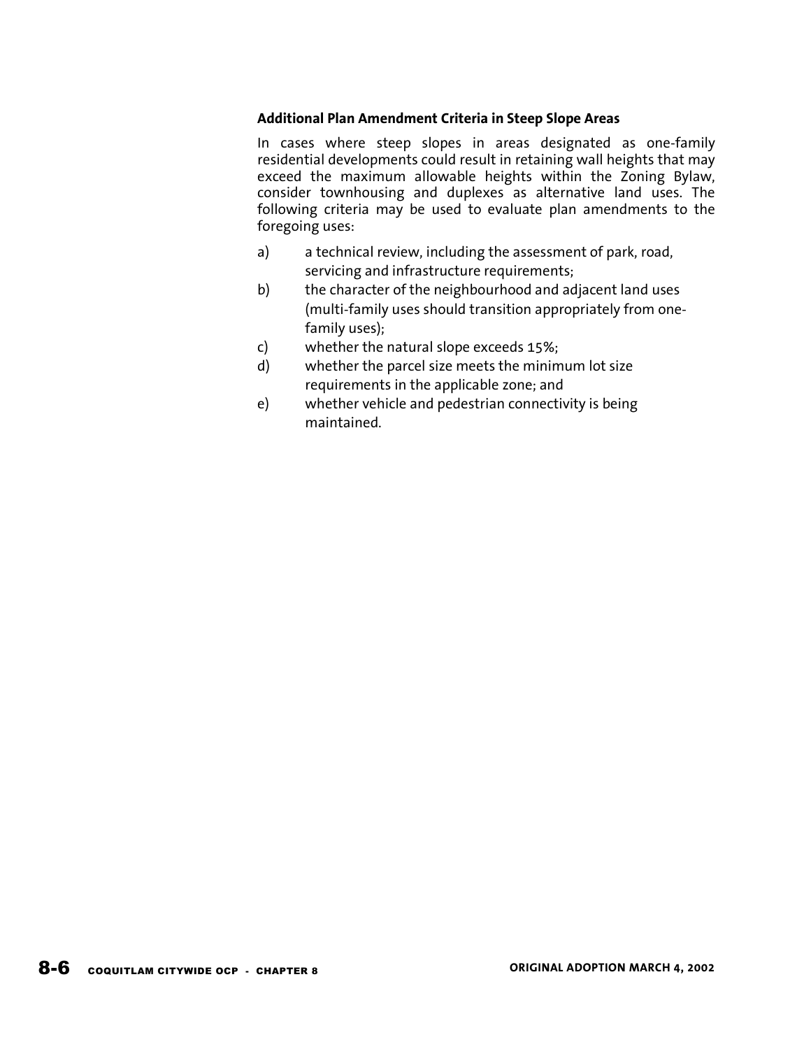**Additional Plan Amendment Criteria in Steep Slope Areas**

In cases where steep slopes in areas designated as one-family residential developments could result in retaining wall heights that may exceed the maximum allowable heights within the Zoning Bylaw, consider townhousing and duplexes as alternative land uses. The following criteria may be used to evaluate plan amendments to the foregoing uses:

a) a technical review, including the assessment of park, road, servicing and infrastructure requirements;

b) the character of the neighbourhood and adjacent land uses (multi-family uses should transition appropriately from one-family uses);

c) whether the natural slope exceeds 15%;

d) whether the parcel size meets the minimum lot size requirements in the applicable zone; and

e) whether vehicle and pedestrian connectivity is being maintained.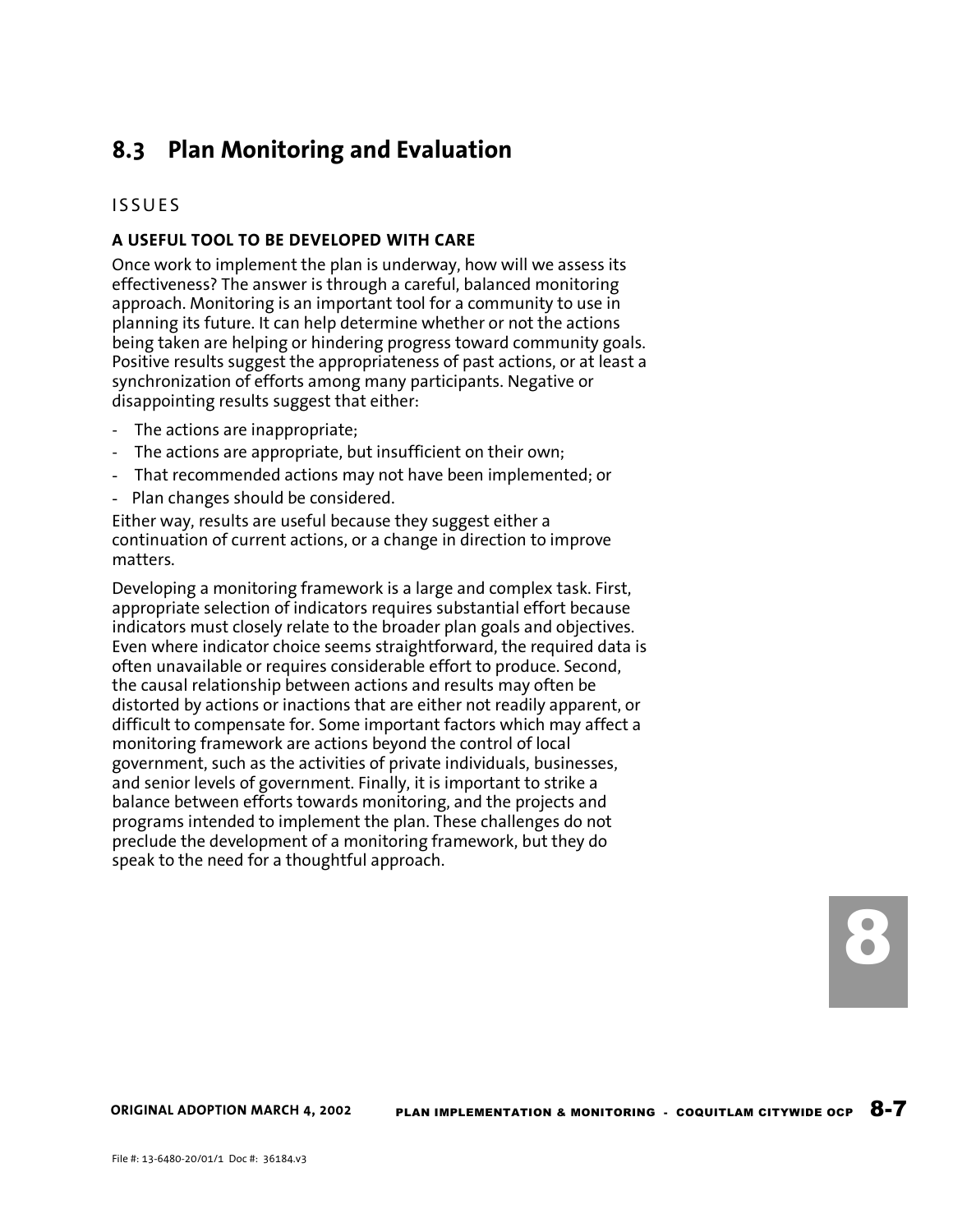## 8.3 Plan Monitoring and Evaluation

### ISSUES

**A USEFUL TOOL TO BE DEVELOPED WITH CARE**

Once work to implement the plan is underway, how will we assess its effectiveness? The answer is through a careful, balanced monitoring approach. Monitoring is an important tool for a community to use in planning its future. It can help determine whether or not the actions being taken are helping or hindering progress toward community goals. Positive results suggest the appropriateness of past actions, or at least a synchronization of efforts among many participants. Negative or disappointing results suggest that either:

- The actions are inappropriate;
- The actions are appropriate, but insufficient on their own;
- That recommended actions may not have been implemented; or
- Plan changes should be considered.

Either way, results are useful because they suggest either a continuation of current actions, or a change in direction to improve matters.

Developing a monitoring framework is a large and complex task. First, appropriate selection of indicators requires substantial effort because indicators must closely relate to the broader plan goals and objectives. Even where indicator choice seems straightforward, the required data is often unavailable or requires considerable effort to produce. Second, the causal relationship between actions and results may often be distorted by actions or inactions that are either not readily apparent, or difficult to compensate for. Some important factors which may affect a monitoring framework are actions beyond the control of local government, such as the activities of private individuals, businesses, and senior levels of government. Finally, it is important to strike a balance between efforts towards monitoring, and the projects and programs intended to implement the plan. These challenges do not preclude the development of a monitoring framework, but they do speak to the need for a thoughtful approach.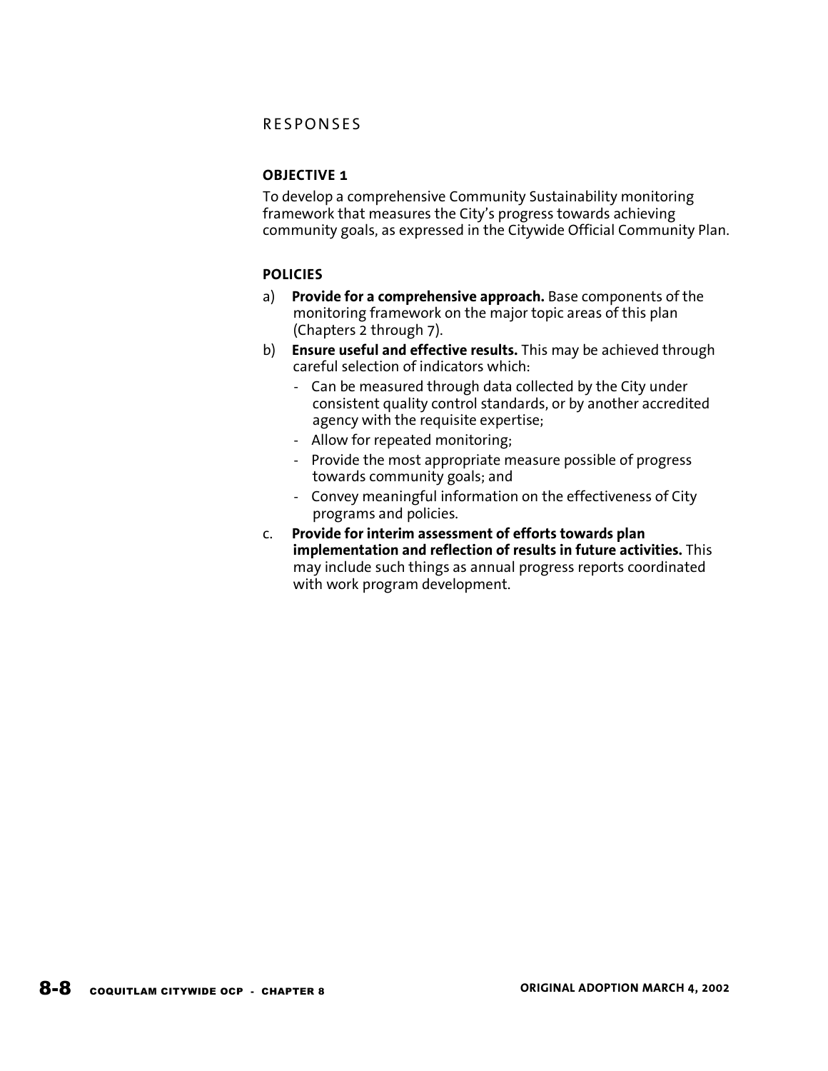## RESPONSES

### OBJECTIVE 1

To develop a comprehensive Community Sustainability monitoring framework that measures the City's progress towards achieving community goals, as expressed in the Citywide Official Community Plan.

### POLICIES

a) **Provide for a comprehensive approach.** Base components of the monitoring framework on the major topic areas of this plan (Chapters 2 through 7).

b) **Ensure useful and effective results.** This may be achieved through careful selection of indicators which:
   - Can be measured through data collected by the City under consistent quality control standards, or by another accredited agency with the requisite expertise;
   - Allow for repeated monitoring;
   - Provide the most appropriate measure possible of progress towards community goals; and
   - Convey meaningful information on the effectiveness of City programs and policies.

c. **Provide for interim assessment of efforts towards plan implementation and reflection of results in future activities.** This may include such things as annual progress reports coordinated with work program development.